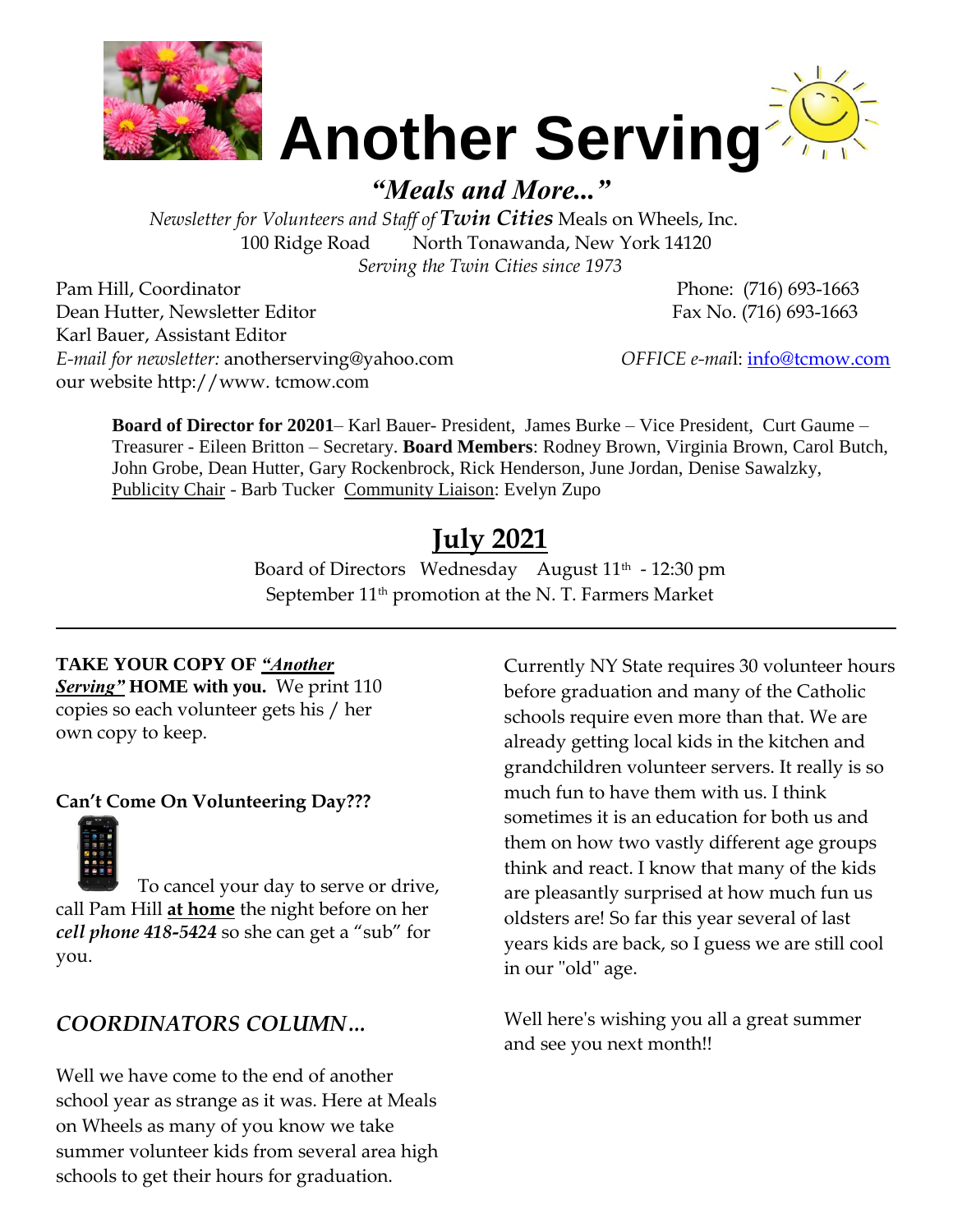# Another Serving

***"Meals and More..."***

*Newsletter for Volunteers and Staff of* ***Twin Cities*** Meals on Wheels, Inc.
100 Ridge Road North Tonawanda, New York 14120
*Serving the Twin Cities since 1973*

Pam Hill, Coordinator
Dean Hutter, Newsletter Editor
Karl Bauer, Assistant Editor
*E-mail for newsletter:* anotherserving@yahoo.com
our website http://www. tcmow.com

Phone: (716) 693-1663
Fax No. (716) 693-1663
*OFFICE e-mai*l: info@tcmow.com

**Board of Director for 20201**– Karl Bauer- President, James Burke – Vice President, Curt Gaume – Treasurer - Eileen Britton – Secretary. **Board Members**: Rodney Brown, Virginia Brown, Carol Butch, John Grobe, Dean Hutter, Gary Rockenbrock, Rick Henderson, June Jordan, Denise Sawalzky, Publicity Chair - Barb Tucker Community Liaison: Evelyn Zupo

## July 2021

Board of Directors Wednesday August 11th - 12:30 pm
September 11th promotion at the N. T. Farmers Market

---

**TAKE YOUR COPY OF *"Another Serving"* HOME with you.** We print 110 copies so each volunteer gets his / her own copy to keep.

**Can't Come On Volunteering Day???**

To cancel your day to serve or drive, call Pam Hill **at home** the night before on her ***cell phone 418-5424*** so she can get a "sub" for you.

### *COORDINATORS COLUMN…*

Well we have come to the end of another school year as strange as it was. Here at Meals on Wheels as many of you know we take summer volunteer kids from several area high schools to get their hours for graduation.

Currently NY State requires 30 volunteer hours before graduation and many of the Catholic schools require even more than that. We are already getting local kids in the kitchen and grandchildren volunteer servers. It really is so much fun to have them with us. I think sometimes it is an education for both us and them on how two vastly different age groups think and react. I know that many of the kids are pleasantly surprised at how much fun us oldsters are! So far this year several of last years kids are back, so I guess we are still cool in our "old" age.

Well here's wishing you all a great summer and see you next month!!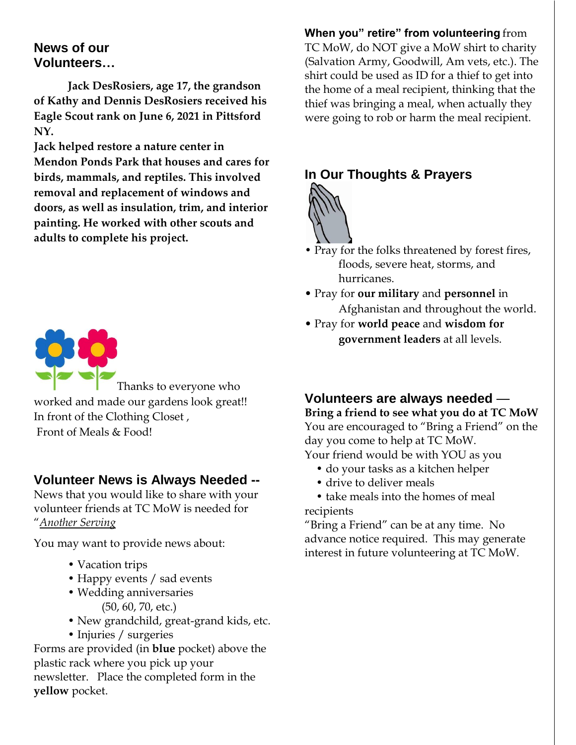## News of our Volunteers…

**Jack DesRosiers, age 17, the grandson of Kathy and Dennis DesRosiers received his Eagle Scout rank on June 6, 2021 in Pittsford NY.**

**Jack helped restore a nature center in Mendon Ponds Park that houses and cares for birds, mammals, and reptiles. This involved removal and replacement of windows and doors, as well as insulation, trim, and interior painting. He worked with other scouts and adults to complete his project.**

Thanks to everyone who worked and made our gardens look great!!
In front of the Clothing Closet ,
Front of Meals & Food!

## Volunteer News is Always Needed --

News that you would like to share with your volunteer friends at TC MoW is needed for "*Another Serving*

You may want to provide news about:

- Vacation trips
- Happy events / sad events
- Wedding anniversaries (50, 60, 70, etc.)
- New grandchild, great-grand kids, etc.
- Injuries / surgeries

Forms are provided (in **blue** pocket) above the plastic rack where you pick up your newsletter. Place the completed form in the **yellow** pocket.

**When you" retire" from volunteering** from TC MoW, do NOT give a MoW shirt to charity (Salvation Army, Goodwill, Am vets, etc.). The shirt could be used as ID for a thief to get into the home of a meal recipient, thinking that the thief was bringing a meal, when actually they were going to rob or harm the meal recipient.

## In Our Thoughts & Prayers

- Pray for the folks threatened by forest fires, floods, severe heat, storms, and hurricanes.
- Pray for **our military** and **personnel** in Afghanistan and throughout the world.
- Pray for **world peace** and **wisdom for government leaders** at all levels.

## Volunteers are always needed —

**Bring a friend to see what you do at TC MoW**

You are encouraged to "Bring a Friend" on the day you come to help at TC MoW.
Your friend would be with YOU as you

- do your tasks as a kitchen helper
- drive to deliver meals
- take meals into the homes of meal recipients

"Bring a Friend" can be at any time. No advance notice required. This may generate interest in future volunteering at TC MoW.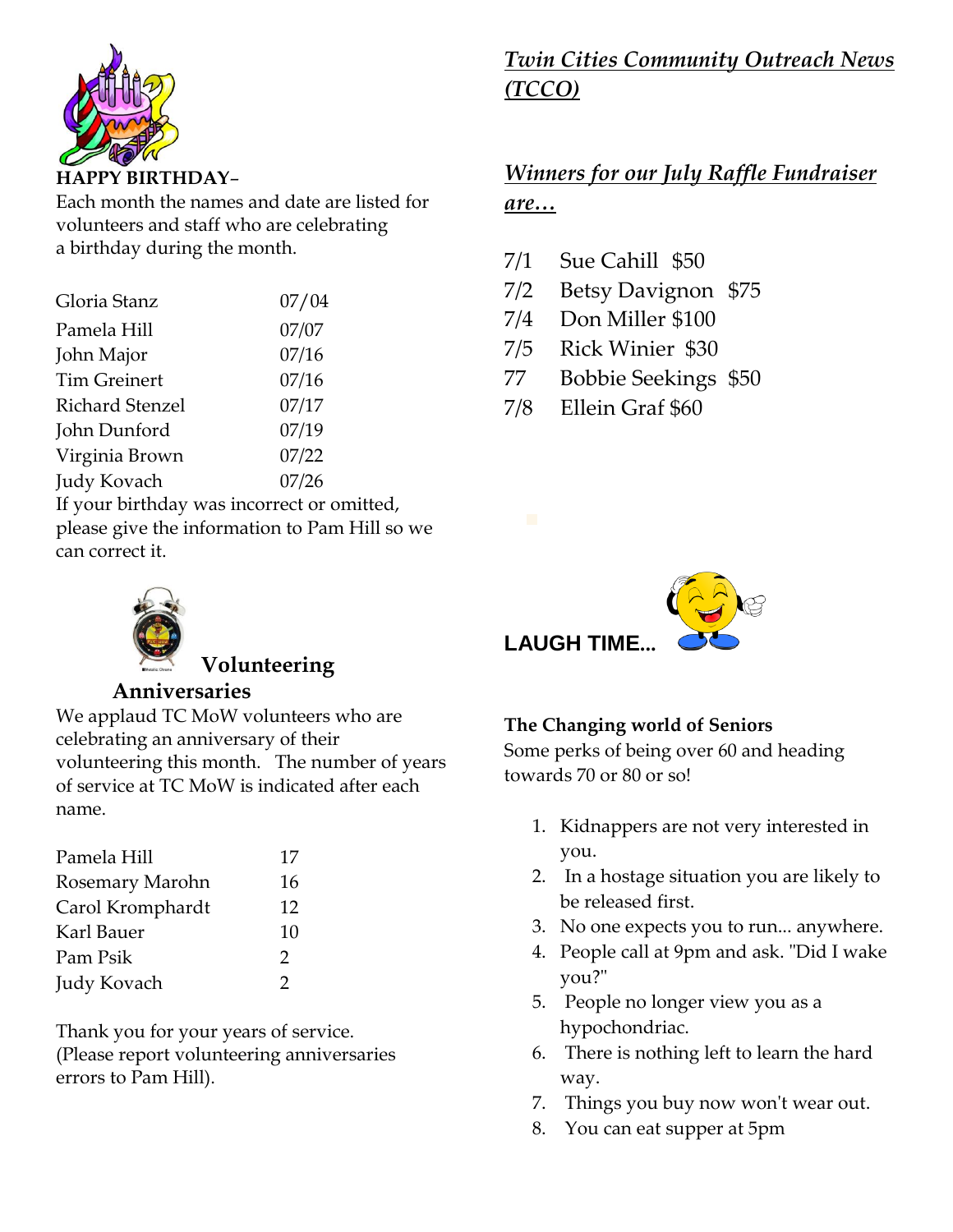**HAPPY BIRTHDAY–**

Each month the names and date are listed for volunteers and staff who are celebrating a birthday during the month.

| | |
|---|---|
| Gloria Stanz | 07/04 |
| Pamela Hill | 07/07 |
| John Major | 07/16 |
| Tim Greinert | 07/16 |
| Richard Stenzel | 07/17 |
| John Dunford | 07/19 |
| Virginia Brown | 07/22 |
| Judy Kovach | 07/26 |

If your birthday was incorrect or omitted, please give the information to Pam Hill so we can correct it.

**Volunteering Anniversaries**

We applaud TC MoW volunteers who are celebrating an anniversary of their volunteering this month. The number of years of service at TC MoW is indicated after each name.

| | |
|---|---|
| Pamela Hill | 17 |
| Rosemary Marohn | 16 |
| Carol Kromphardt | 12 |
| Karl Bauer | 10 |
| Pam Psik | 2 |
| Judy Kovach | 2 |

Thank you for your years of service. (Please report volunteering anniversaries errors to Pam Hill).

***Twin Cities Community Outreach News (TCCO)***

***Winners for our July Raffle Fundraiser are…***

| | |
|---|---|
| 7/1 | Sue Cahill $50 |
| 7/2 | Betsy Davignon $75 |
| 7/4 | Don Miller $100 |
| 7/5 | Rick Winier $30 |
| 77 | Bobbie Seekings $50 |
| 7/8 | Ellein Graf $60 |

**LAUGH TIME...**

**The Changing world of Seniors**

Some perks of being over 60 and heading towards 70 or 80 or so!

1. Kidnappers are not very interested in you.
2. In a hostage situation you are likely to be released first.
3. No one expects you to run... anywhere.
4. People call at 9pm and ask. "Did I wake you?"
5. People no longer view you as a hypochondriac.
6. There is nothing left to learn the hard way.
7. Things you buy now won't wear out.
8. You can eat supper at 5pm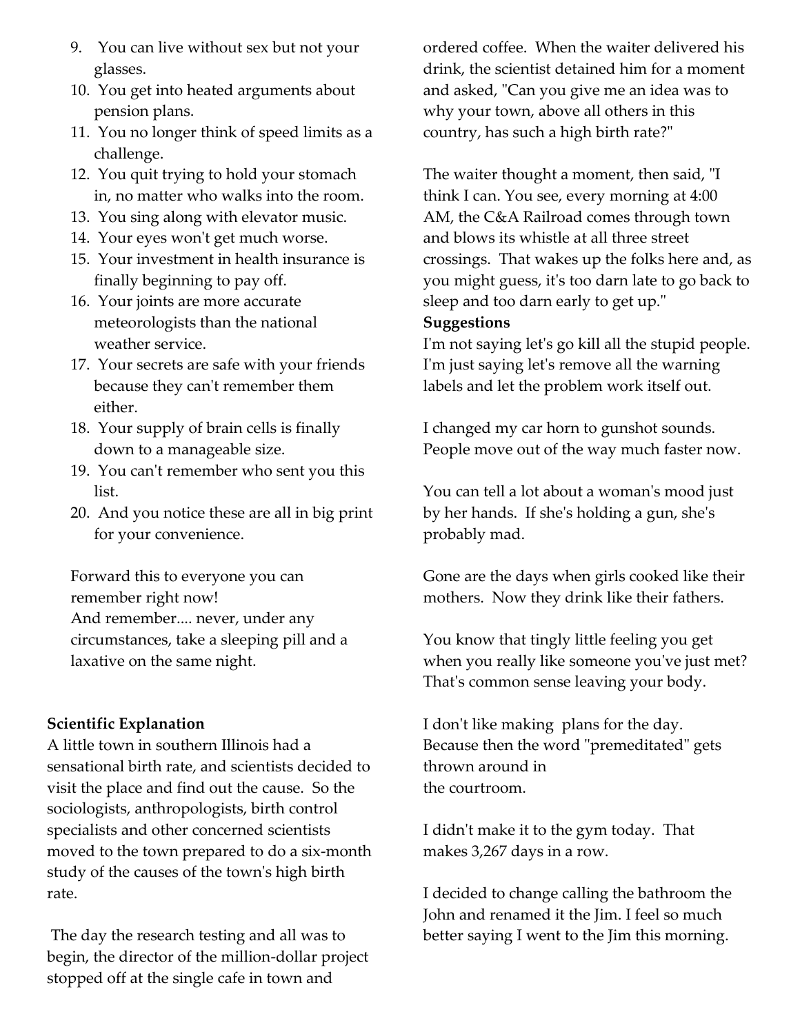9. You can live without sex but not your glasses.
10. You get into heated arguments about pension plans.
11. You no longer think of speed limits as a challenge.
12. You quit trying to hold your stomach in, no matter who walks into the room.
13. You sing along with elevator music.
14. Your eyes won't get much worse.
15. Your investment in health insurance is finally beginning to pay off.
16. Your joints are more accurate meteorologists than the national weather service.
17. Your secrets are safe with your friends because they can't remember them either.
18. Your supply of brain cells is finally down to a manageable size.
19. You can't remember who sent you this list.
20. And you notice these are all in big print for your convenience.

Forward this to everyone you can remember right now!
And remember.... never, under any circumstances, take a sleeping pill and a laxative on the same night.

**Scientific Explanation**

A little town in southern Illinois had a sensational birth rate, and scientists decided to visit the place and find out the cause. So the sociologists, anthropologists, birth control specialists and other concerned scientists moved to the town prepared to do a six-month study of the causes of the town's high birth rate.

The day the research testing and all was to begin, the director of the million-dollar project stopped off at the single cafe in town and ordered coffee. When the waiter delivered his drink, the scientist detained him for a moment and asked, "Can you give me an idea was to why your town, above all others in this country, has such a high birth rate?"

The waiter thought a moment, then said, "I think I can. You see, every morning at 4:00 AM, the C&A Railroad comes through town and blows its whistle at all three street crossings. That wakes up the folks here and, as you might guess, it's too darn late to go back to sleep and too darn early to get up."

**Suggestions**

I'm not saying let's go kill all the stupid people. I'm just saying let's remove all the warning labels and let the problem work itself out.

I changed my car horn to gunshot sounds. People move out of the way much faster now.

You can tell a lot about a woman's mood just by her hands. If she's holding a gun, she's probably mad.

Gone are the days when girls cooked like their mothers. Now they drink like their fathers.

You know that tingly little feeling you get when you really like someone you've just met? That's common sense leaving your body.

I don't like making plans for the day. Because then the word "premeditated" gets thrown around in
the courtroom.

I didn't make it to the gym today. That makes 3,267 days in a row.

I decided to change calling the bathroom the John and renamed it the Jim. I feel so much better saying I went to the Jim this morning.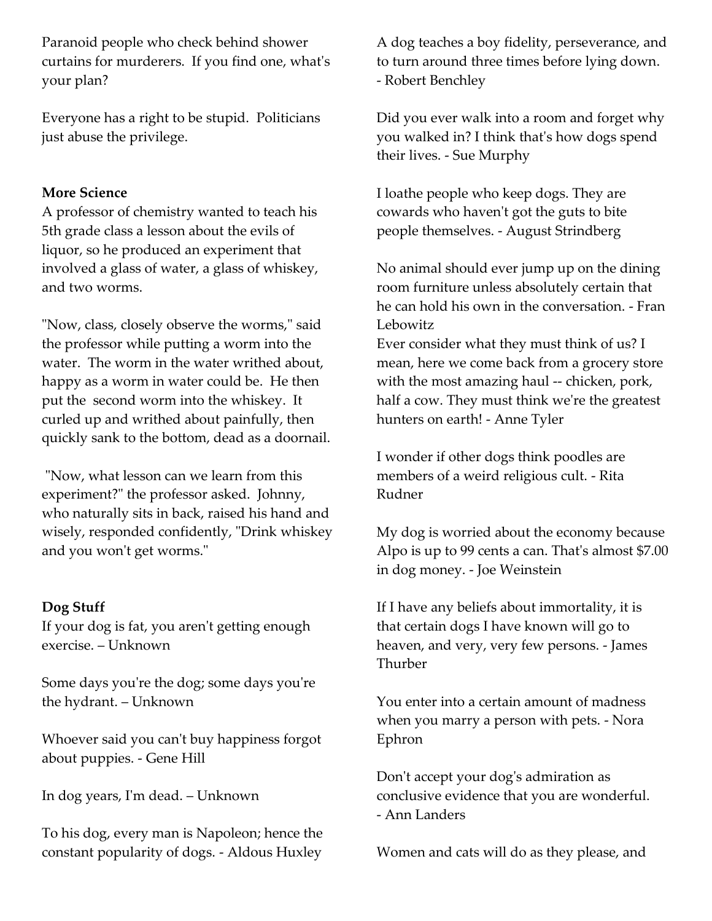Paranoid people who check behind shower curtains for murderers. If you find one, what's your plan?

Everyone has a right to be stupid. Politicians just abuse the privilege.

**More Science**

A professor of chemistry wanted to teach his 5th grade class a lesson about the evils of liquor, so he produced an experiment that involved a glass of water, a glass of whiskey, and two worms.

"Now, class, closely observe the worms," said the professor while putting a worm into the water. The worm in the water writhed about, happy as a worm in water could be. He then put the second worm into the whiskey. It curled up and writhed about painfully, then quickly sank to the bottom, dead as a doornail.

"Now, what lesson can we learn from this experiment?" the professor asked. Johnny, who naturally sits in back, raised his hand and wisely, responded confidently, "Drink whiskey and you won't get worms."

**Dog Stuff**

If your dog is fat, you aren't getting enough exercise. – Unknown

Some days you're the dog; some days you're the hydrant. – Unknown

Whoever said you can't buy happiness forgot about puppies. - Gene Hill

In dog years, I'm dead. – Unknown

To his dog, every man is Napoleon; hence the constant popularity of dogs. - Aldous Huxley

A dog teaches a boy fidelity, perseverance, and to turn around three times before lying down. - Robert Benchley

Did you ever walk into a room and forget why you walked in? I think that's how dogs spend their lives. - Sue Murphy

I loathe people who keep dogs. They are cowards who haven't got the guts to bite people themselves. - August Strindberg

No animal should ever jump up on the dining room furniture unless absolutely certain that he can hold his own in the conversation. - Fran Lebowitz

Ever consider what they must think of us? I mean, here we come back from a grocery store with the most amazing haul -- chicken, pork, half a cow. They must think we're the greatest hunters on earth! - Anne Tyler

I wonder if other dogs think poodles are members of a weird religious cult. - Rita Rudner

My dog is worried about the economy because Alpo is up to 99 cents a can. That's almost $7.00 in dog money. - Joe Weinstein

If I have any beliefs about immortality, it is that certain dogs I have known will go to heaven, and very, very few persons. - James Thurber

You enter into a certain amount of madness when you marry a person with pets. - Nora Ephron

Don't accept your dog's admiration as conclusive evidence that you are wonderful. - Ann Landers

Women and cats will do as they please, and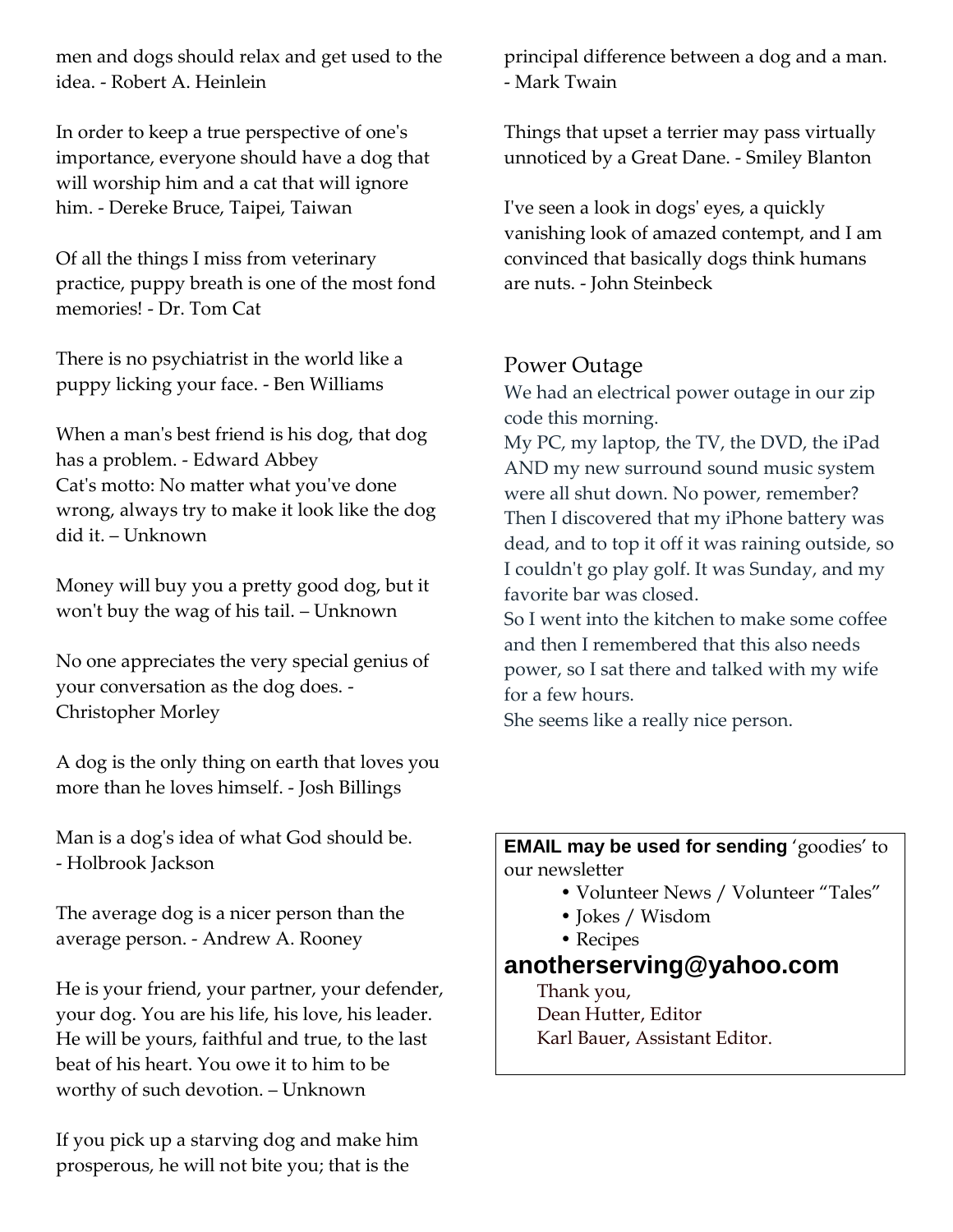men and dogs should relax and get used to the idea. - Robert A. Heinlein

In order to keep a true perspective of one's importance, everyone should have a dog that will worship him and a cat that will ignore him. - Dereke Bruce, Taipei, Taiwan

Of all the things I miss from veterinary practice, puppy breath is one of the most fond memories! - Dr. Tom Cat

There is no psychiatrist in the world like a puppy licking your face. - Ben Williams

When a man's best friend is his dog, that dog has a problem. - Edward Abbey
Cat's motto: No matter what you've done wrong, always try to make it look like the dog did it. – Unknown

Money will buy you a pretty good dog, but it won't buy the wag of his tail. – Unknown

No one appreciates the very special genius of your conversation as the dog does. - Christopher Morley

A dog is the only thing on earth that loves you more than he loves himself. - Josh Billings

Man is a dog's idea of what God should be. - Holbrook Jackson

The average dog is a nicer person than the average person. - Andrew A. Rooney

He is your friend, your partner, your defender, your dog. You are his life, his love, his leader. He will be yours, faithful and true, to the last beat of his heart. You owe it to him to be worthy of such devotion. – Unknown

If you pick up a starving dog and make him prosperous, he will not bite you; that is the principal difference between a dog and a man. - Mark Twain

Things that upset a terrier may pass virtually unnoticed by a Great Dane. - Smiley Blanton

I've seen a look in dogs' eyes, a quickly vanishing look of amazed contempt, and I am convinced that basically dogs think humans are nuts. - John Steinbeck

## Power Outage

We had an electrical power outage in our zip code this morning.
My PC, my laptop, the TV, the DVD, the iPad AND my new surround sound music system were all shut down. No power, remember?
Then I discovered that my iPhone battery was dead, and to top it off it was raining outside, so I couldn't go play golf. It was Sunday, and my favorite bar was closed.
So I went into the kitchen to make some coffee and then I remembered that this also needs power, so I sat there and talked with my wife for a few hours.
She seems like a really nice person.

**EMAIL may be used for sending** 'goodies' to our newsletter

- Volunteer News / Volunteer "Tales"
- Jokes / Wisdom
- Recipes

**anotherserving@yahoo.com**

Thank you,
Dean Hutter, Editor
Karl Bauer, Assistant Editor.